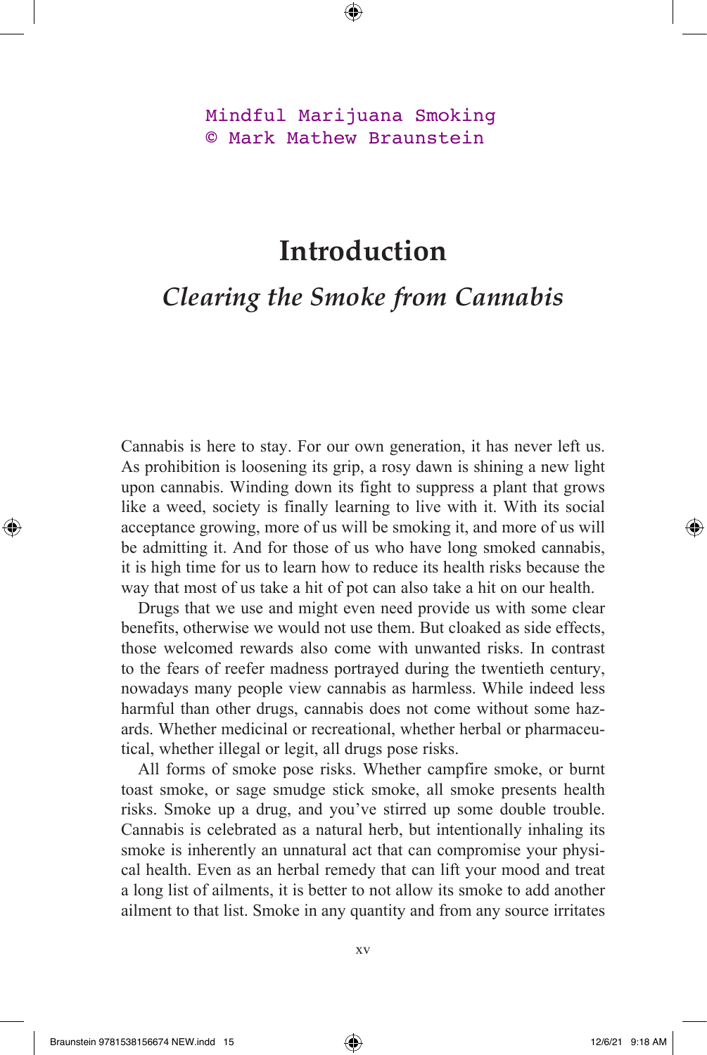Mindful Marijuana Smoking
© Mark Mathew Braunstein

# Introduction

## *Clearing the Smoke from Cannabis*

Cannabis is here to stay. For our own generation, it has never left us. As prohibition is loosening its grip, a rosy dawn is shining a new light upon cannabis. Winding down its fight to suppress a plant that grows like a weed, society is finally learning to live with it. With its social acceptance growing, more of us will be smoking it, and more of us will be admitting it. And for those of us who have long smoked cannabis, it is high time for us to learn how to reduce its health risks because the way that most of us take a hit of pot can also take a hit on our health.

Drugs that we use and might even need provide us with some clear benefits, otherwise we would not use them. But cloaked as side effects, those welcomed rewards also come with unwanted risks. In contrast to the fears of reefer madness portrayed during the twentieth century, nowadays many people view cannabis as harmless. While indeed less harmful than other drugs, cannabis does not come without some hazards. Whether medicinal or recreational, whether herbal or pharmaceutical, whether illegal or legit, all drugs pose risks.

All forms of smoke pose risks. Whether campfire smoke, or burnt toast smoke, or sage smudge stick smoke, all smoke presents health risks. Smoke up a drug, and you've stirred up some double trouble. Cannabis is celebrated as a natural herb, but intentionally inhaling its smoke is inherently an unnatural act that can compromise your physical health. Even as an herbal remedy that can lift your mood and treat a long list of ailments, it is better to not allow its smoke to add another ailment to that list. Smoke in any quantity and from any source irritates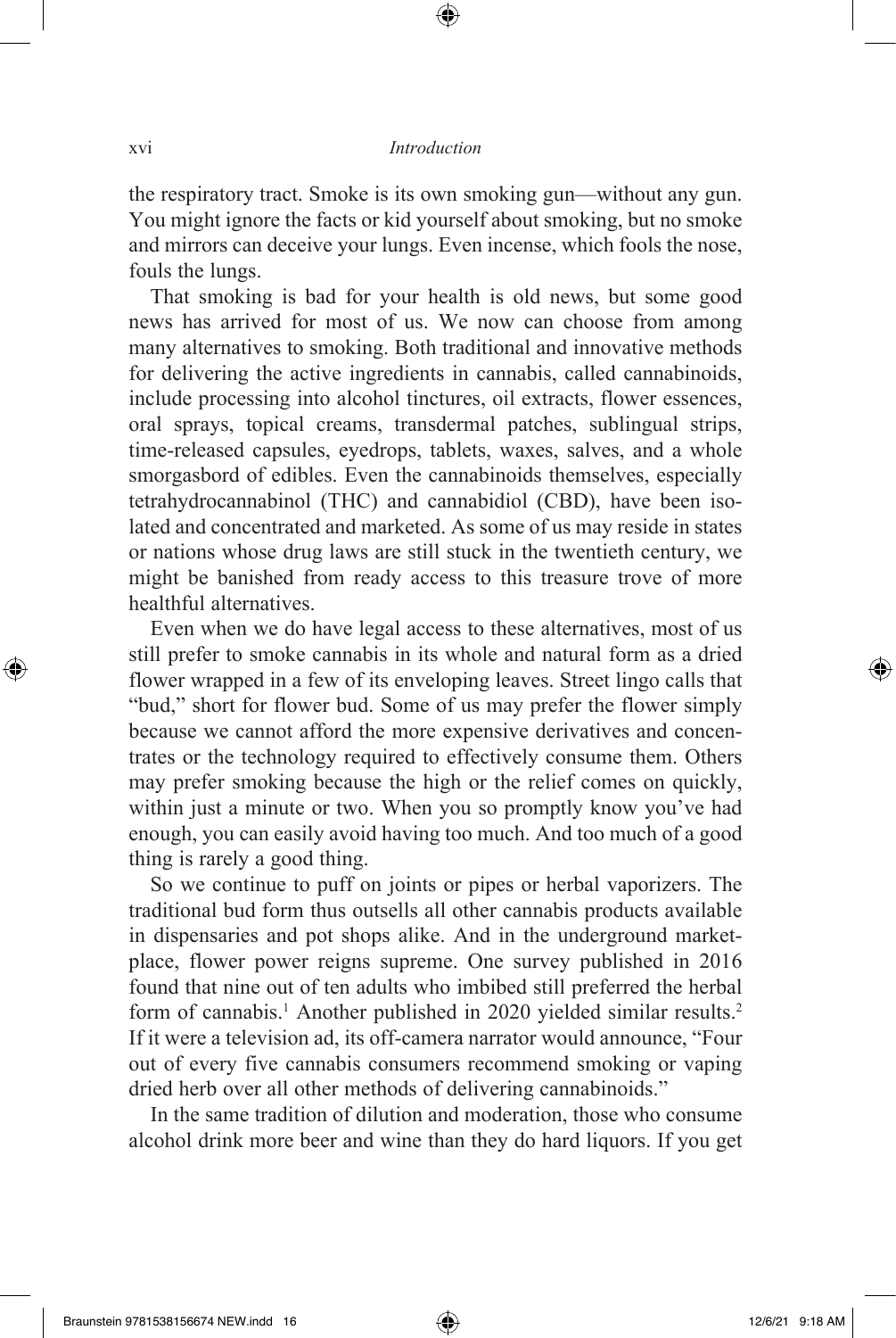the respiratory tract. Smoke is its own smoking gun—without any gun. You might ignore the facts or kid yourself about smoking, but no smoke and mirrors can deceive your lungs. Even incense, which fools the nose, fouls the lungs.

That smoking is bad for your health is old news, but some good news has arrived for most of us. We now can choose from among many alternatives to smoking. Both traditional and innovative methods for delivering the active ingredients in cannabis, called cannabinoids, include processing into alcohol tinctures, oil extracts, flower essences, oral sprays, topical creams, transdermal patches, sublingual strips, time-released capsules, eyedrops, tablets, waxes, salves, and a whole smorgasbord of edibles. Even the cannabinoids themselves, especially tetrahydrocannabinol (THC) and cannabidiol (CBD), have been isolated and concentrated and marketed. As some of us may reside in states or nations whose drug laws are still stuck in the twentieth century, we might be banished from ready access to this treasure trove of more healthful alternatives.

Even when we do have legal access to these alternatives, most of us still prefer to smoke cannabis in its whole and natural form as a dried flower wrapped in a few of its enveloping leaves. Street lingo calls that "bud," short for flower bud. Some of us may prefer the flower simply because we cannot afford the more expensive derivatives and concentrates or the technology required to effectively consume them. Others may prefer smoking because the high or the relief comes on quickly, within just a minute or two. When you so promptly know you've had enough, you can easily avoid having too much. And too much of a good thing is rarely a good thing.

So we continue to puff on joints or pipes or herbal vaporizers. The traditional bud form thus outsells all other cannabis products available in dispensaries and pot shops alike. And in the underground marketplace, flower power reigns supreme. One survey published in 2016 found that nine out of ten adults who imbibed still preferred the herbal form of cannabis.[1] Another published in 2020 yielded similar results.[2] If it were a television ad, its off-camera narrator would announce, "Four out of every five cannabis consumers recommend smoking or vaping dried herb over all other methods of delivering cannabinoids."

In the same tradition of dilution and moderation, those who consume alcohol drink more beer and wine than they do hard liquors. If you get